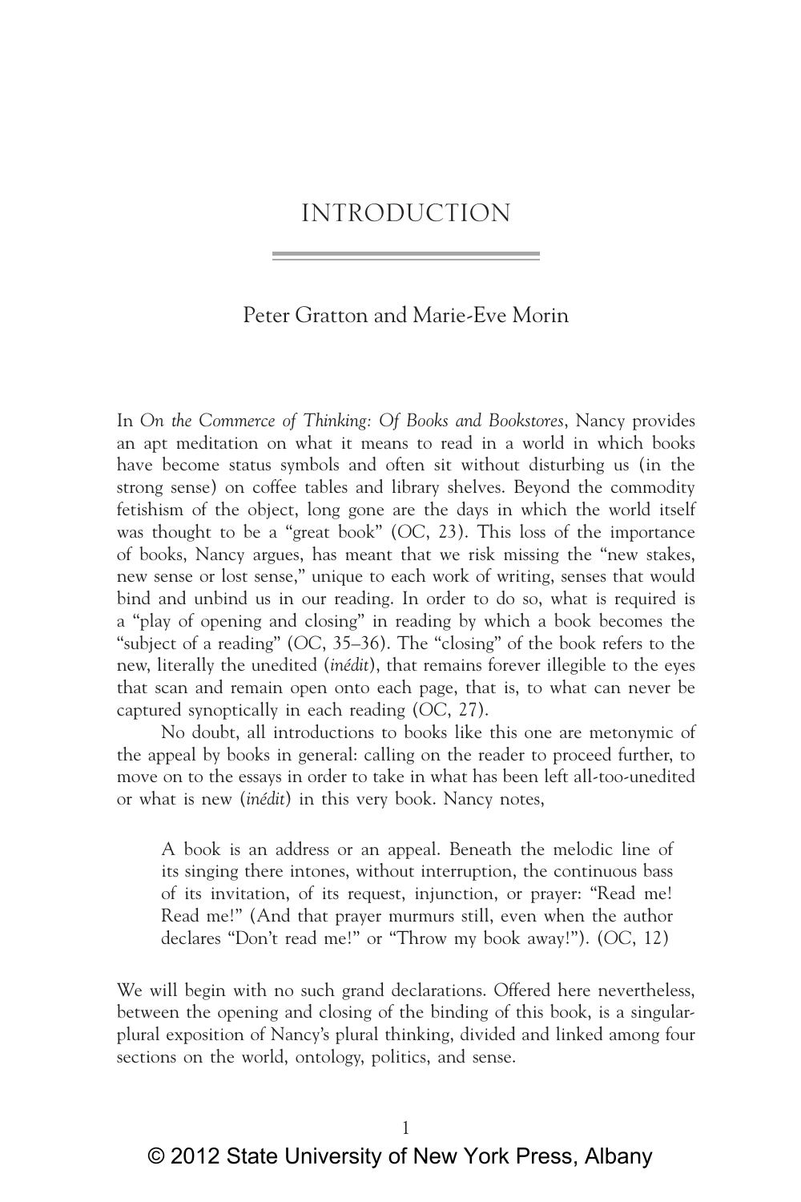# INTRODUCTION

Peter Gratton and Marie-Eve Morin

In *On the Commerce of Thinking: Of Books and Bookstores*, Nancy provides an apt meditation on what it means to read in a world in which books have become status symbols and often sit without disturbing us (in the strong sense) on coffee tables and library shelves. Beyond the commodity fetishism of the object, long gone are the days in which the world itself was thought to be a "great book" (*OC*, 23). This loss of the importance of books, Nancy argues, has meant that we risk missing the "new stakes, new sense or lost sense," unique to each work of writing, senses that would bind and unbind us in our reading. In order to do so, what is required is a "play of opening and closing" in reading by which a book becomes the "subject of a reading" (*OC*, 35–36). The "closing" of the book refers to the new, literally the unedited (*inédit*), that remains forever illegible to the eyes that scan and remain open onto each page, that is, to what can never be captured synoptically in each reading (*OC*, 27).

No doubt, all introductions to books like this one are metonymic of the appeal by books in general: calling on the reader to proceed further, to move on to the essays in order to take in what has been left all-too-unedited or what is new (*inédit*) in this very book. Nancy notes,

> A book is an address or an appeal. Beneath the melodic line of its singing there intones, without interruption, the continuous bass of its invitation, of its request, injunction, or prayer: "Read me! Read me!" (And that prayer murmurs still, even when the author declares "Don't read me!" or "Throw my book away!"). (*OC*, 12)

We will begin with no such grand declarations. Offered here nevertheless, between the opening and closing of the binding of this book, is a singular-plural exposition of Nancy's plural thinking, divided and linked among four sections on the world, ontology, politics, and sense.

© 2012 State University of New York Press, Albany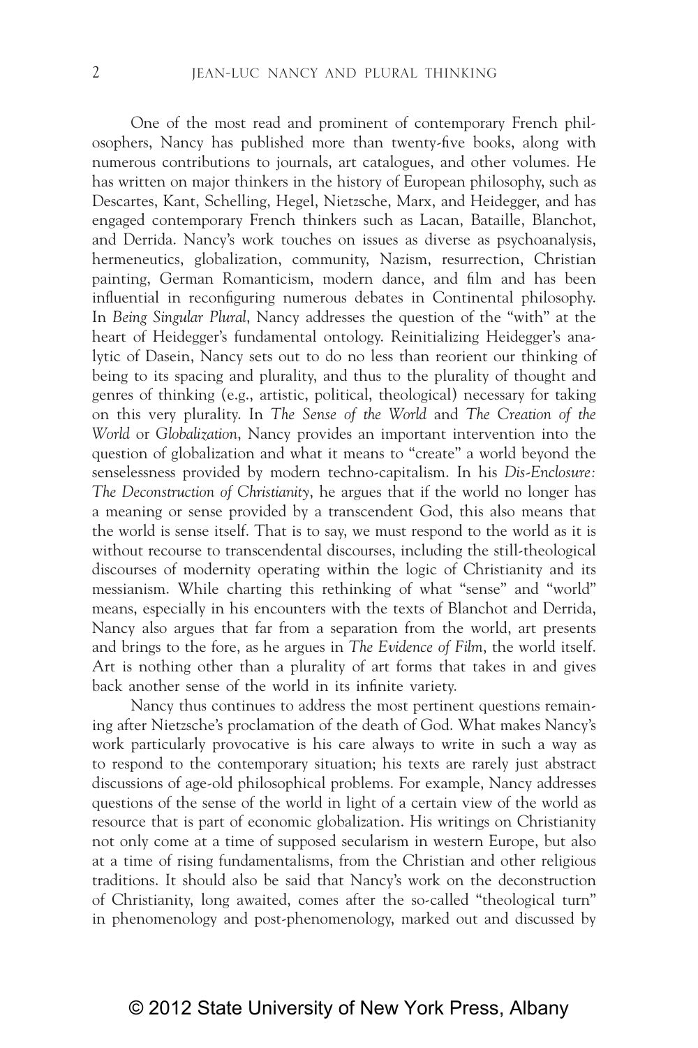One of the most read and prominent of contemporary French philosophers, Nancy has published more than twenty-five books, along with numerous contributions to journals, art catalogues, and other volumes. He has written on major thinkers in the history of European philosophy, such as Descartes, Kant, Schelling, Hegel, Nietzsche, Marx, and Heidegger, and has engaged contemporary French thinkers such as Lacan, Bataille, Blanchot, and Derrida. Nancy's work touches on issues as diverse as psychoanalysis, hermeneutics, globalization, community, Nazism, resurrection, Christian painting, German Romanticism, modern dance, and film and has been influential in reconfiguring numerous debates in Continental philosophy. In *Being Singular Plural*, Nancy addresses the question of the "with" at the heart of Heidegger's fundamental ontology. Reinitializing Heidegger's analytic of Dasein, Nancy sets out to do no less than reorient our thinking of being to its spacing and plurality, and thus to the plurality of thought and genres of thinking (e.g., artistic, political, theological) necessary for taking on this very plurality. In *The Sense of the World* and *The Creation of the World* or *Globalization*, Nancy provides an important intervention into the question of globalization and what it means to "create" a world beyond the senselessness provided by modern techno-capitalism. In his *Dis-Enclosure: The Deconstruction of Christianity*, he argues that if the world no longer has a meaning or sense provided by a transcendent God, this also means that the world is sense itself. That is to say, we must respond to the world as it is without recourse to transcendental discourses, including the still-theological discourses of modernity operating within the logic of Christianity and its messianism. While charting this rethinking of what "sense" and "world" means, especially in his encounters with the texts of Blanchot and Derrida, Nancy also argues that far from a separation from the world, art presents and brings to the fore, as he argues in *The Evidence of Film*, the world itself. Art is nothing other than a plurality of art forms that takes in and gives back another sense of the world in its infinite variety.

Nancy thus continues to address the most pertinent questions remaining after Nietzsche's proclamation of the death of God. What makes Nancy's work particularly provocative is his care always to write in such a way as to respond to the contemporary situation; his texts are rarely just abstract discussions of age-old philosophical problems. For example, Nancy addresses questions of the sense of the world in light of a certain view of the world as resource that is part of economic globalization. His writings on Christianity not only come at a time of supposed secularism in western Europe, but also at a time of rising fundamentalisms, from the Christian and other religious traditions. It should also be said that Nancy's work on the deconstruction of Christianity, long awaited, comes after the so-called "theological turn" in phenomenology and post-phenomenology, marked out and discussed by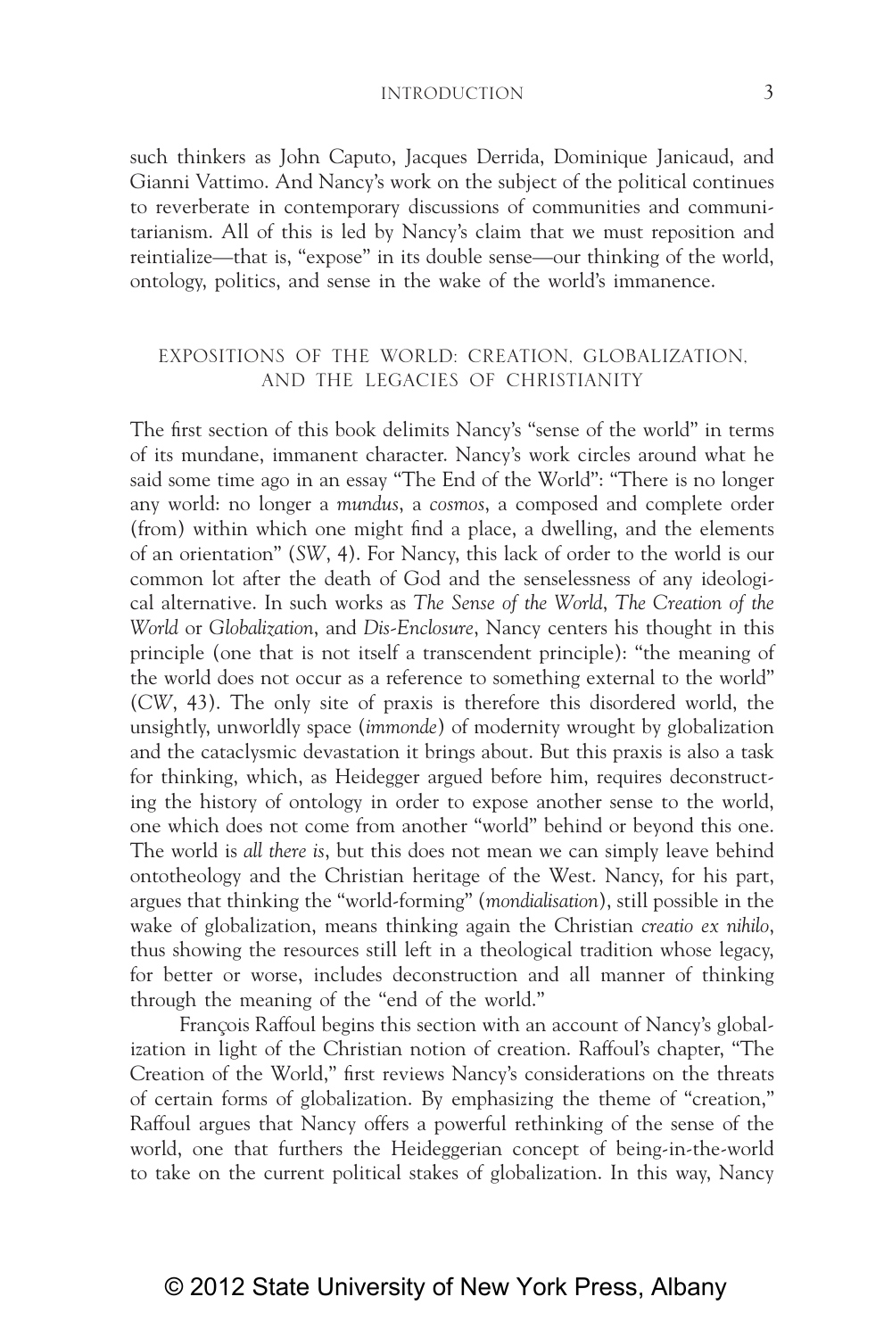such thinkers as John Caputo, Jacques Derrida, Dominique Janicaud, and Gianni Vattimo. And Nancy's work on the subject of the political continues to reverberate in contemporary discussions of communities and communitarianism. All of this is led by Nancy's claim that we must reposition and reintialize—that is, "expose" in its double sense—our thinking of the world, ontology, politics, and sense in the wake of the world's immanence.

## EXPOSITIONS OF THE WORLD: CREATION, GLOBALIZATION, AND THE LEGACIES OF CHRISTIANITY

The first section of this book delimits Nancy's "sense of the world" in terms of its mundane, immanent character. Nancy's work circles around what he said some time ago in an essay "The End of the World": "There is no longer any world: no longer a *mundus*, a *cosmos*, a composed and complete order (from) within which one might find a place, a dwelling, and the elements of an orientation" (*SW*, 4). For Nancy, this lack of order to the world is our common lot after the death of God and the senselessness of any ideological alternative. In such works as *The Sense of the World*, *The Creation of the World* or *Globalization*, and *Dis-Enclosure*, Nancy centers his thought in this principle (one that is not itself a transcendent principle): "the meaning of the world does not occur as a reference to something external to the world" (*CW*, 43). The only site of praxis is therefore this disordered world, the unsightly, unworldly space (*immonde*) of modernity wrought by globalization and the cataclysmic devastation it brings about. But this praxis is also a task for thinking, which, as Heidegger argued before him, requires deconstructing the history of ontology in order to expose another sense to the world, one which does not come from another "world" behind or beyond this one. The world is *all there is*, but this does not mean we can simply leave behind ontotheology and the Christian heritage of the West. Nancy, for his part, argues that thinking the "world-forming" (*mondialisation*), still possible in the wake of globalization, means thinking again the Christian *creatio ex nihilo*, thus showing the resources still left in a theological tradition whose legacy, for better or worse, includes deconstruction and all manner of thinking through the meaning of the "end of the world."

François Raffoul begins this section with an account of Nancy's globalization in light of the Christian notion of creation. Raffoul's chapter, "The Creation of the World," first reviews Nancy's considerations on the threats of certain forms of globalization. By emphasizing the theme of "creation," Raffoul argues that Nancy offers a powerful rethinking of the sense of the world, one that furthers the Heideggerian concept of being-in-the-world to take on the current political stakes of globalization. In this way, Nancy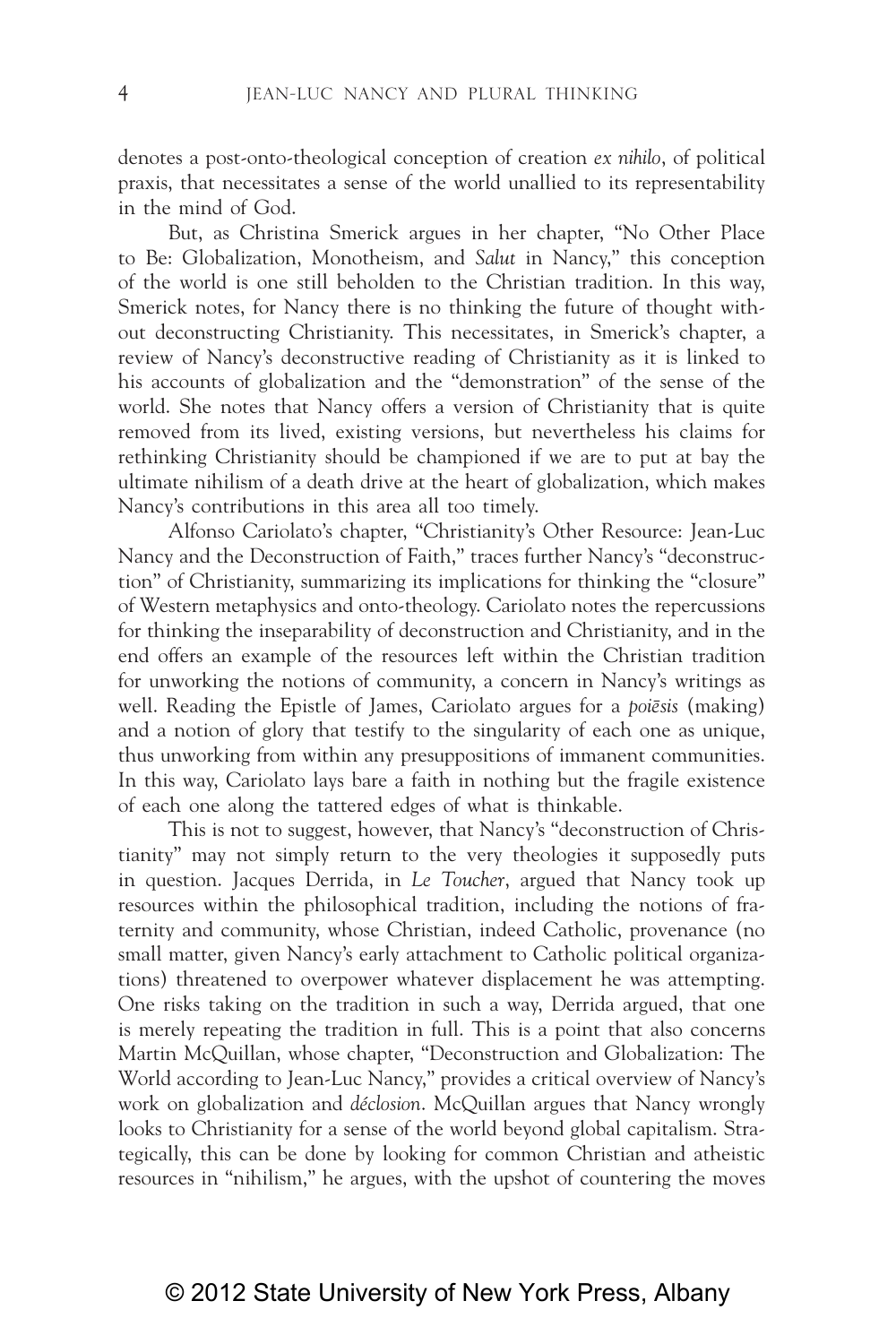denotes a post-onto-theological conception of creation *ex nihilo*, of political praxis, that necessitates a sense of the world unallied to its representability in the mind of God.

But, as Christina Smerick argues in her chapter, "No Other Place to Be: Globalization, Monotheism, and *Salut* in Nancy," this conception of the world is one still beholden to the Christian tradition. In this way, Smerick notes, for Nancy there is no thinking the future of thought without deconstructing Christianity. This necessitates, in Smerick's chapter, a review of Nancy's deconstructive reading of Christianity as it is linked to his accounts of globalization and the "demonstration" of the sense of the world. She notes that Nancy offers a version of Christianity that is quite removed from its lived, existing versions, but nevertheless his claims for rethinking Christianity should be championed if we are to put at bay the ultimate nihilism of a death drive at the heart of globalization, which makes Nancy's contributions in this area all too timely.

Alfonso Cariolato's chapter, "Christianity's Other Resource: Jean-Luc Nancy and the Deconstruction of Faith," traces further Nancy's "deconstruction" of Christianity, summarizing its implications for thinking the "closure" of Western metaphysics and onto-theology. Cariolato notes the repercussions for thinking the inseparability of deconstruction and Christianity, and in the end offers an example of the resources left within the Christian tradition for unworking the notions of community, a concern in Nancy's writings as well. Reading the Epistle of James, Cariolato argues for a *poiēsis* (making) and a notion of glory that testify to the singularity of each one as unique, thus unworking from within any presuppositions of immanent communities. In this way, Cariolato lays bare a faith in nothing but the fragile existence of each one along the tattered edges of what is thinkable.

This is not to suggest, however, that Nancy's "deconstruction of Christianity" may not simply return to the very theologies it supposedly puts in question. Jacques Derrida, in *Le Toucher*, argued that Nancy took up resources within the philosophical tradition, including the notions of fraternity and community, whose Christian, indeed Catholic, provenance (no small matter, given Nancy's early attachment to Catholic political organizations) threatened to overpower whatever displacement he was attempting. One risks taking on the tradition in such a way, Derrida argued, that one is merely repeating the tradition in full. This is a point that also concerns Martin McQuillan, whose chapter, "Deconstruction and Globalization: The World according to Jean-Luc Nancy," provides a critical overview of Nancy's work on globalization and *déclosion*. McQuillan argues that Nancy wrongly looks to Christianity for a sense of the world beyond global capitalism. Strategically, this can be done by looking for common Christian and atheistic resources in "nihilism," he argues, with the upshot of countering the moves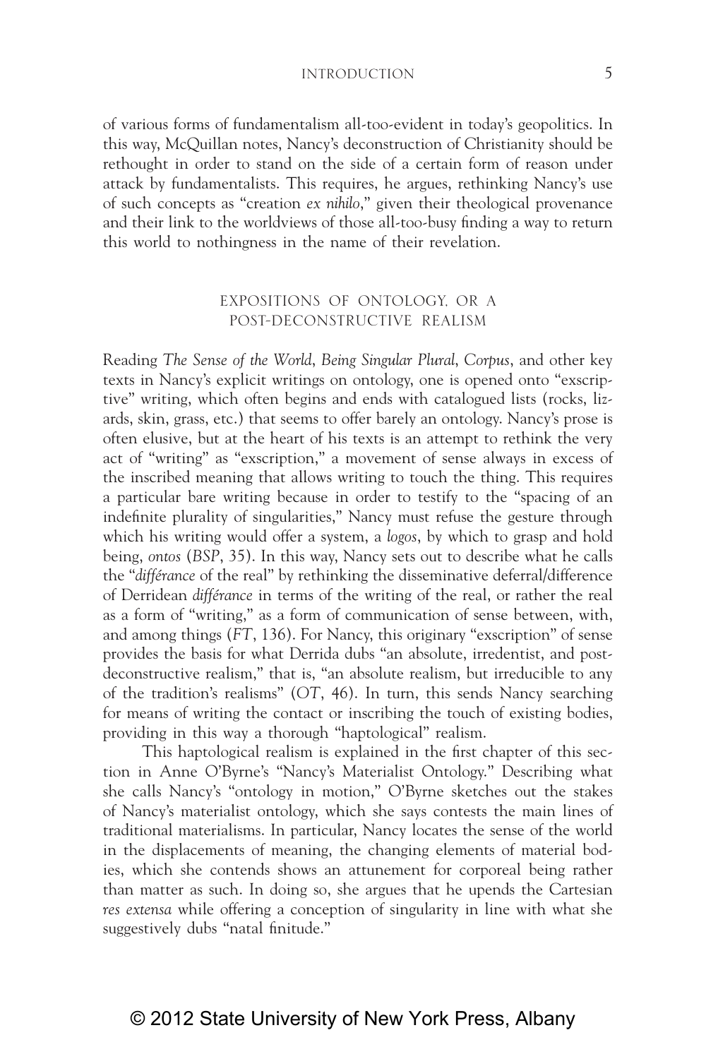of various forms of fundamentalism all-too-evident in today's geopolitics. In this way, McQuillan notes, Nancy's deconstruction of Christianity should be rethought in order to stand on the side of a certain form of reason under attack by fundamentalists. This requires, he argues, rethinking Nancy's use of such concepts as "creation *ex nihilo*," given their theological provenance and their link to the worldviews of those all-too-busy finding a way to return this world to nothingness in the name of their revelation.

## EXPOSITIONS OF ONTOLOGY, OR A POST-DECONSTRUCTIVE REALISM

Reading *The Sense of the World*, *Being Singular Plural*, *Corpus*, and other key texts in Nancy's explicit writings on ontology, one is opened onto "exscriptive" writing, which often begins and ends with catalogued lists (rocks, lizards, skin, grass, etc.) that seems to offer barely an ontology. Nancy's prose is often elusive, but at the heart of his texts is an attempt to rethink the very act of "writing" as "exscription," a movement of sense always in excess of the inscribed meaning that allows writing to touch the thing. This requires a particular bare writing because in order to testify to the "spacing of an indefinite plurality of singularities," Nancy must refuse the gesture through which his writing would offer a system, a *logos*, by which to grasp and hold being, *ontos* (*BSP*, 35). In this way, Nancy sets out to describe what he calls the "*différance* of the real" by rethinking the disseminative deferral/difference of Derridean *différance* in terms of the writing of the real, or rather the real as a form of "writing," as a form of communication of sense between, with, and among things (*FT*, 136). For Nancy, this originary "exscription" of sense provides the basis for what Derrida dubs "an absolute, irredentist, and post-deconstructive realism," that is, "an absolute realism, but irreducible to any of the tradition's realisms" (*OT*, 46). In turn, this sends Nancy searching for means of writing the contact or inscribing the touch of existing bodies, providing in this way a thorough "haptological" realism.

This haptological realism is explained in the first chapter of this section in Anne O'Byrne's "Nancy's Materialist Ontology." Describing what she calls Nancy's "ontology in motion," O'Byrne sketches out the stakes of Nancy's materialist ontology, which she says contests the main lines of traditional materialisms. In particular, Nancy locates the sense of the world in the displacements of meaning, the changing elements of material bodies, which she contends shows an attunement for corporeal being rather than matter as such. In doing so, she argues that he upends the Cartesian *res extensa* while offering a conception of singularity in line with what she suggestively dubs "natal finitude."

© 2012 State University of New York Press, Albany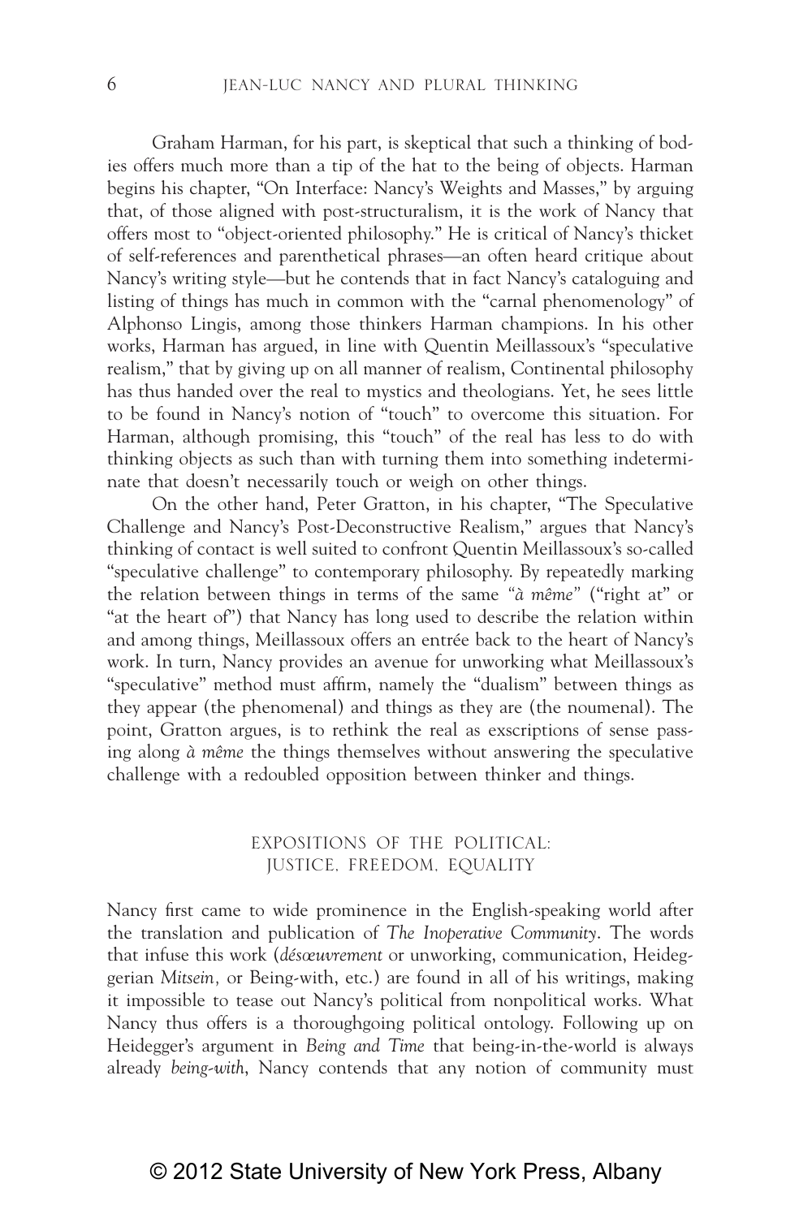Graham Harman, for his part, is skeptical that such a thinking of bodies offers much more than a tip of the hat to the being of objects. Harman begins his chapter, "On Interface: Nancy's Weights and Masses," by arguing that, of those aligned with post-structuralism, it is the work of Nancy that offers most to "object-oriented philosophy." He is critical of Nancy's thicket of self-references and parenthetical phrases—an often heard critique about Nancy's writing style—but he contends that in fact Nancy's cataloguing and listing of things has much in common with the "carnal phenomenology" of Alphonso Lingis, among those thinkers Harman champions. In his other works, Harman has argued, in line with Quentin Meillassoux's "speculative realism," that by giving up on all manner of realism, Continental philosophy has thus handed over the real to mystics and theologians. Yet, he sees little to be found in Nancy's notion of "touch" to overcome this situation. For Harman, although promising, this "touch" of the real has less to do with thinking objects as such than with turning them into something indeterminate that doesn't necessarily touch or weigh on other things.

On the other hand, Peter Gratton, in his chapter, "The Speculative Challenge and Nancy's Post-Deconstructive Realism," argues that Nancy's thinking of contact is well suited to confront Quentin Meillassoux's so-called "speculative challenge" to contemporary philosophy. By repeatedly marking the relation between things in terms of the same *"à même"* ("right at" or "at the heart of") that Nancy has long used to describe the relation within and among things, Meillassoux offers an entrée back to the heart of Nancy's work. In turn, Nancy provides an avenue for unworking what Meillassoux's "speculative" method must affirm, namely the "dualism" between things as they appear (the phenomenal) and things as they are (the noumenal). The point, Gratton argues, is to rethink the real as exscriptions of sense passing along *à même* the things themselves without answering the speculative challenge with a redoubled opposition between thinker and things.

## EXPOSITIONS OF THE POLITICAL: JUSTICE, FREEDOM, EQUALITY

Nancy first came to wide prominence in the English-speaking world after the translation and publication of *The Inoperative Community*. The words that infuse this work (*désœuvrement* or unworking, communication, Heideggerian *Mitsein,* or Being-with, etc.) are found in all of his writings, making it impossible to tease out Nancy's political from nonpolitical works. What Nancy thus offers is a thoroughgoing political ontology. Following up on Heidegger's argument in *Being and Time* that being-in-the-world is always already *being-with*, Nancy contends that any notion of community must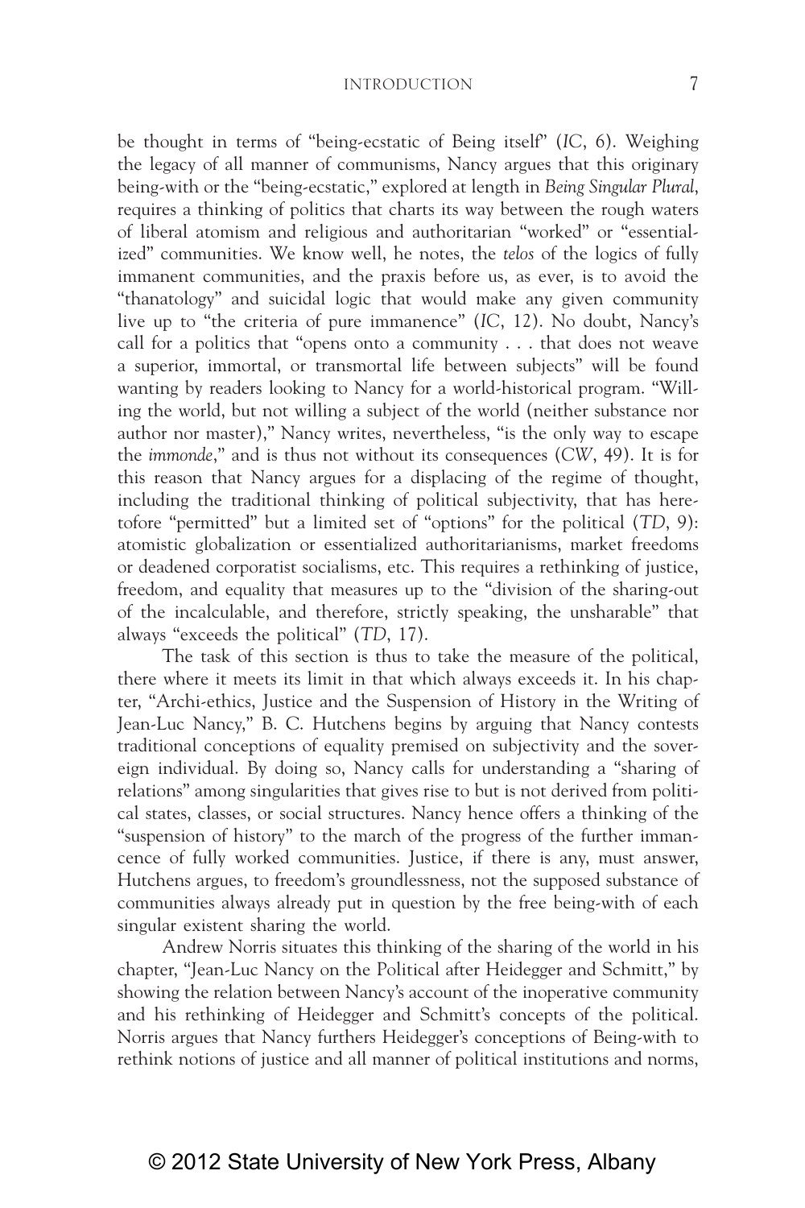be thought in terms of "being-ecstatic of Being itself" (*IC*, 6). Weighing the legacy of all manner of communisms, Nancy argues that this originary being-with or the "being-ecstatic," explored at length in *Being Singular Plural*, requires a thinking of politics that charts its way between the rough waters of liberal atomism and religious and authoritarian "worked" or "essentialized" communities. We know well, he notes, the *telos* of the logics of fully immanent communities, and the praxis before us, as ever, is to avoid the "thanatology" and suicidal logic that would make any given community live up to "the criteria of pure immanence" (*IC*, 12). No doubt, Nancy's call for a politics that "opens onto a community . . . that does not weave a superior, immortal, or transmortal life between subjects" will be found wanting by readers looking to Nancy for a world-historical program. "Willing the world, but not willing a subject of the world (neither substance nor author nor master)," Nancy writes, nevertheless, "is the only way to escape the *immonde*," and is thus not without its consequences (*CW*, 49). It is for this reason that Nancy argues for a displacing of the regime of thought, including the traditional thinking of political subjectivity, that has heretofore "permitted" but a limited set of "options" for the political (*TD*, 9): atomistic globalization or essentialized authoritarianisms, market freedoms or deadened corporatist socialisms, etc. This requires a rethinking of justice, freedom, and equality that measures up to the "division of the sharing-out of the incalculable, and therefore, strictly speaking, the unsharable" that always "exceeds the political" (*TD*, 17).

The task of this section is thus to take the measure of the political, there where it meets its limit in that which always exceeds it. In his chapter, "Archi-ethics, Justice and the Suspension of History in the Writing of Jean-Luc Nancy," B. C. Hutchens begins by arguing that Nancy contests traditional conceptions of equality premised on subjectivity and the sovereign individual. By doing so, Nancy calls for understanding a "sharing of relations" among singularities that gives rise to but is not derived from political states, classes, or social structures. Nancy hence offers a thinking of the "suspension of history" to the march of the progress of the further immancence of fully worked communities. Justice, if there is any, must answer, Hutchens argues, to freedom's groundlessness, not the supposed substance of communities always already put in question by the free being-with of each singular existent sharing the world.

Andrew Norris situates this thinking of the sharing of the world in his chapter, "Jean-Luc Nancy on the Political after Heidegger and Schmitt," by showing the relation between Nancy's account of the inoperative community and his rethinking of Heidegger and Schmitt's concepts of the political. Norris argues that Nancy furthers Heidegger's conceptions of Being-with to rethink notions of justice and all manner of political institutions and norms,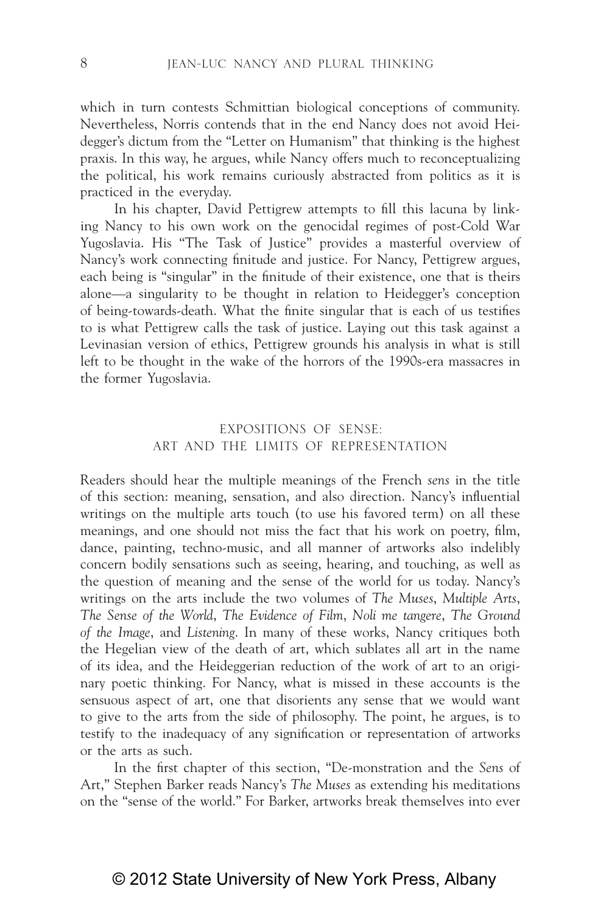which in turn contests Schmittian biological conceptions of community. Nevertheless, Norris contends that in the end Nancy does not avoid Heidegger's dictum from the "Letter on Humanism" that thinking is the highest praxis. In this way, he argues, while Nancy offers much to reconceptualizing the political, his work remains curiously abstracted from politics as it is practiced in the everyday.

In his chapter, David Pettigrew attempts to fill this lacuna by linking Nancy to his own work on the genocidal regimes of post-Cold War Yugoslavia. His "The Task of Justice" provides a masterful overview of Nancy's work connecting finitude and justice. For Nancy, Pettigrew argues, each being is "singular" in the finitude of their existence, one that is theirs alone—a singularity to be thought in relation to Heidegger's conception of being-towards-death. What the finite singular that is each of us testifies to is what Pettigrew calls the task of justice. Laying out this task against a Levinasian version of ethics, Pettigrew grounds his analysis in what is still left to be thought in the wake of the horrors of the 1990s-era massacres in the former Yugoslavia.

## EXPOSITIONS OF SENSE: ART AND THE LIMITS OF REPRESENTATION

Readers should hear the multiple meanings of the French *sens* in the title of this section: meaning, sensation, and also direction. Nancy's influential writings on the multiple arts touch (to use his favored term) on all these meanings, and one should not miss the fact that his work on poetry, film, dance, painting, techno-music, and all manner of artworks also indelibly concern bodily sensations such as seeing, hearing, and touching, as well as the question of meaning and the sense of the world for us today. Nancy's writings on the arts include the two volumes of *The Muses*, *Multiple Arts*, *The Sense of the World*, *The Evidence of Film*, *Noli me tangere*, *The Ground of the Image*, and *Listening*. In many of these works, Nancy critiques both the Hegelian view of the death of art, which sublates all art in the name of its idea, and the Heideggerian reduction of the work of art to an originary poetic thinking. For Nancy, what is missed in these accounts is the sensuous aspect of art, one that disorients any sense that we would want to give to the arts from the side of philosophy. The point, he argues, is to testify to the inadequacy of any signification or representation of artworks or the arts as such.

In the first chapter of this section, "De-monstration and the *Sens* of Art," Stephen Barker reads Nancy's *The Muses* as extending his meditations on the "sense of the world." For Barker, artworks break themselves into ever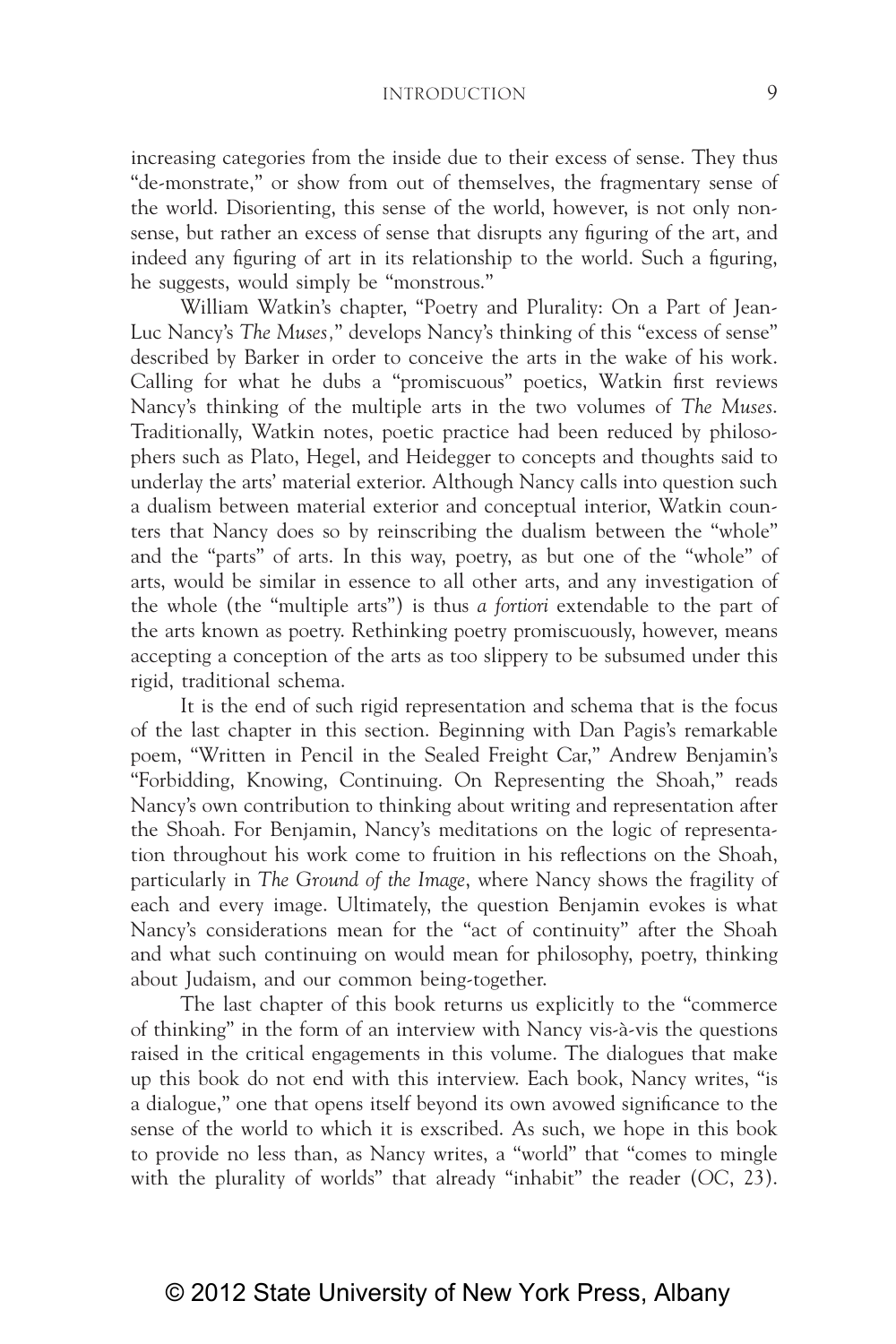increasing categories from the inside due to their excess of sense. They thus "de-monstrate," or show from out of themselves, the fragmentary sense of the world. Disorienting, this sense of the world, however, is not only non-sense, but rather an excess of sense that disrupts any figuring of the art, and indeed any figuring of art in its relationship to the world. Such a figuring, he suggests, would simply be "monstrous."

William Watkin's chapter, "Poetry and Plurality: On a Part of Jean-Luc Nancy's *The Muses*," develops Nancy's thinking of this "excess of sense" described by Barker in order to conceive the arts in the wake of his work. Calling for what he dubs a "promiscuous" poetics, Watkin first reviews Nancy's thinking of the multiple arts in the two volumes of *The Muses*. Traditionally, Watkin notes, poetic practice had been reduced by philosophers such as Plato, Hegel, and Heidegger to concepts and thoughts said to underlay the arts' material exterior. Although Nancy calls into question such a dualism between material exterior and conceptual interior, Watkin counters that Nancy does so by reinscribing the dualism between the "whole" and the "parts" of arts. In this way, poetry, as but one of the "whole" of arts, would be similar in essence to all other arts, and any investigation of the whole (the "multiple arts") is thus *a fortiori* extendable to the part of the arts known as poetry. Rethinking poetry promiscuously, however, means accepting a conception of the arts as too slippery to be subsumed under this rigid, traditional schema.

It is the end of such rigid representation and schema that is the focus of the last chapter in this section. Beginning with Dan Pagis's remarkable poem, "Written in Pencil in the Sealed Freight Car," Andrew Benjamin's "Forbidding, Knowing, Continuing. On Representing the Shoah," reads Nancy's own contribution to thinking about writing and representation after the Shoah. For Benjamin, Nancy's meditations on the logic of representation throughout his work come to fruition in his reflections on the Shoah, particularly in *The Ground of the Image*, where Nancy shows the fragility of each and every image. Ultimately, the question Benjamin evokes is what Nancy's considerations mean for the "act of continuity" after the Shoah and what such continuing on would mean for philosophy, poetry, thinking about Judaism, and our common being-together.

The last chapter of this book returns us explicitly to the "commerce of thinking" in the form of an interview with Nancy vis-à-vis the questions raised in the critical engagements in this volume. The dialogues that make up this book do not end with this interview. Each book, Nancy writes, "is a dialogue," one that opens itself beyond its own avowed significance to the sense of the world to which it is exscribed. As such, we hope in this book to provide no less than, as Nancy writes, a "world" that "comes to mingle with the plurality of worlds" that already "inhabit" the reader (*OC*, 23).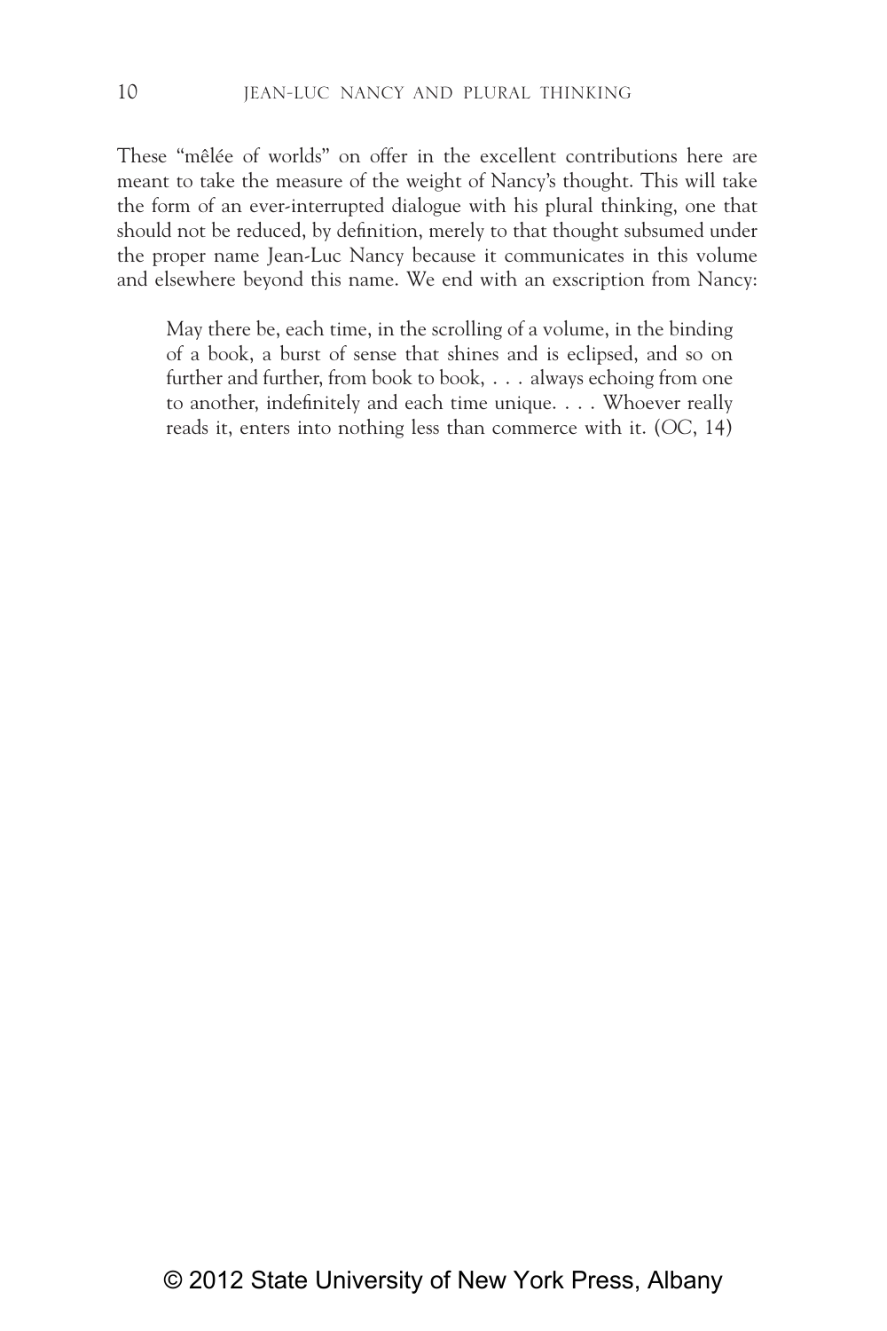These "mêlée of worlds" on offer in the excellent contributions here are meant to take the measure of the weight of Nancy's thought. This will take the form of an ever-interrupted dialogue with his plural thinking, one that should not be reduced, by definition, merely to that thought subsumed under the proper name Jean-Luc Nancy because it communicates in this volume and elsewhere beyond this name. We end with an exscription from Nancy:

> May there be, each time, in the scrolling of a volume, in the binding of a book, a burst of sense that shines and is eclipsed, and so on further and further, from book to book, . . . always echoing from one to another, indefinitely and each time unique. . . . Whoever really reads it, enters into nothing less than commerce with it. (OC, 14)

© 2012 State University of New York Press, Albany